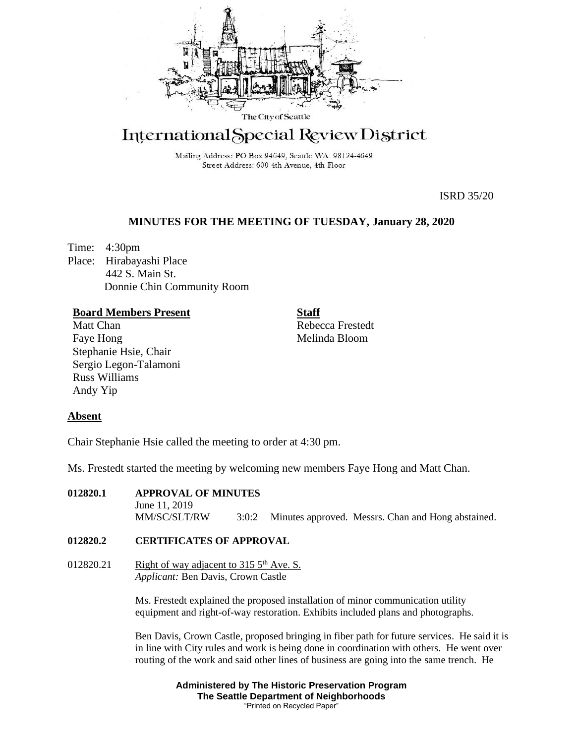The City of Seattle

# International Special Review District

Mailing Address: PO Box 94649, Seattle WA 98124-4649
Street Address: 600 4th Avenue, 4th Floor

ISRD 35/20

## MINUTES FOR THE MEETING OF TUESDAY, January 28, 2020

Time: 4:30pm
Place: Hirabayashi Place
442 S. Main St.
Donnie Chin Community Room

**Board Members Present**
Matt Chan
Faye Hong
Stephanie Hsie, Chair
Sergio Legon-Talamoni
Russ Williams
Andy Yip

**Staff**
Rebecca Frestedt
Melinda Bloom

**Absent**

Chair Stephanie Hsie called the meeting to order at 4:30 pm.

Ms. Frestedt started the meeting by welcoming new members Faye Hong and Matt Chan.

**012820.1 APPROVAL OF MINUTES**
June 11, 2019
MM/SC/SLT/RW 3:0:2 Minutes approved. Messrs. Chan and Hong abstained.

**012820.2 CERTIFICATES OF APPROVAL**

012820.21 Right of way adjacent to 315 5th Ave. S.
*Applicant:* Ben Davis, Crown Castle

Ms. Frestedt explained the proposed installation of minor communication utility equipment and right-of-way restoration. Exhibits included plans and photographs.

Ben Davis, Crown Castle, proposed bringing in fiber path for future services. He said it is in line with City rules and work is being done in coordination with others. He went over routing of the work and said other lines of business are going into the same trench. He

**Administered by The Historic Preservation Program**
**The Seattle Department of Neighborhoods**
"Printed on Recycled Paper"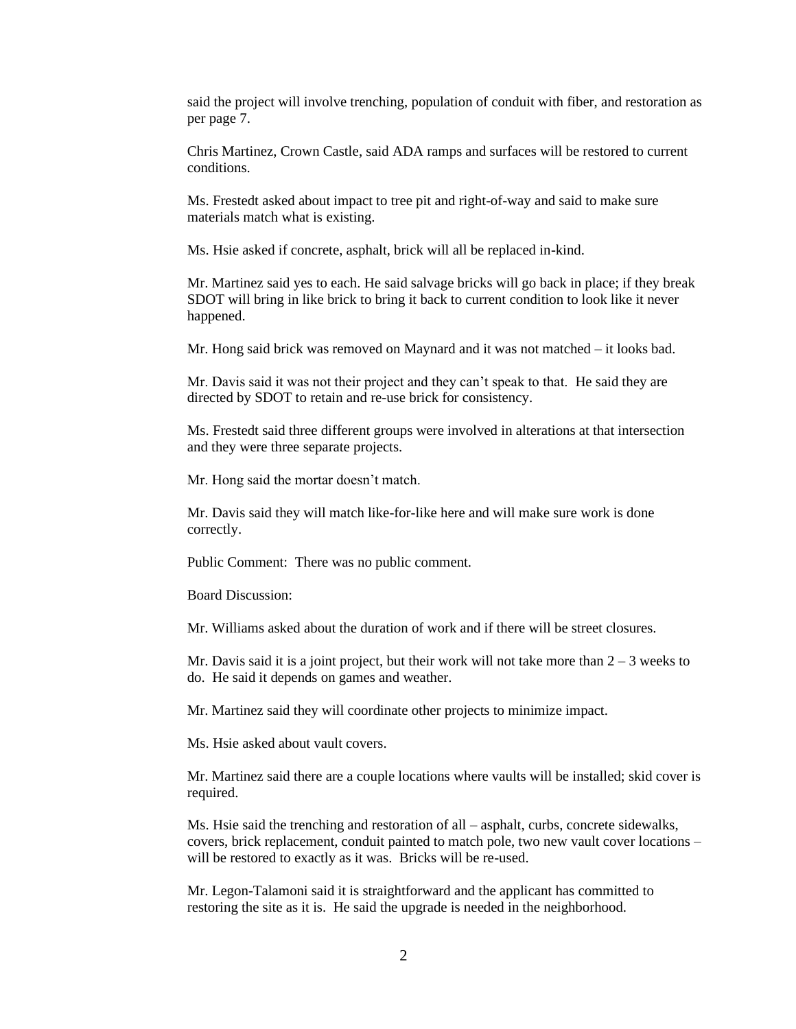said the project will involve trenching, population of conduit with fiber, and restoration as per page 7.

Chris Martinez, Crown Castle, said ADA ramps and surfaces will be restored to current conditions.

Ms. Frestedt asked about impact to tree pit and right-of-way and said to make sure materials match what is existing.

Ms. Hsie asked if concrete, asphalt, brick will all be replaced in-kind.

Mr. Martinez said yes to each. He said salvage bricks will go back in place; if they break SDOT will bring in like brick to bring it back to current condition to look like it never happened.

Mr. Hong said brick was removed on Maynard and it was not matched – it looks bad.

Mr. Davis said it was not their project and they can't speak to that. He said they are directed by SDOT to retain and re-use brick for consistency.

Ms. Frestedt said three different groups were involved in alterations at that intersection and they were three separate projects.

Mr. Hong said the mortar doesn't match.

Mr. Davis said they will match like-for-like here and will make sure work is done correctly.

Public Comment: There was no public comment.

Board Discussion:

Mr. Williams asked about the duration of work and if there will be street closures.

Mr. Davis said it is a joint project, but their work will not take more than 2 – 3 weeks to do. He said it depends on games and weather.

Mr. Martinez said they will coordinate other projects to minimize impact.

Ms. Hsie asked about vault covers.

Mr. Martinez said there are a couple locations where vaults will be installed; skid cover is required.

Ms. Hsie said the trenching and restoration of all – asphalt, curbs, concrete sidewalks, covers, brick replacement, conduit painted to match pole, two new vault cover locations – will be restored to exactly as it was. Bricks will be re-used.

Mr. Legon-Talamoni said it is straightforward and the applicant has committed to restoring the site as it is. He said the upgrade is needed in the neighborhood.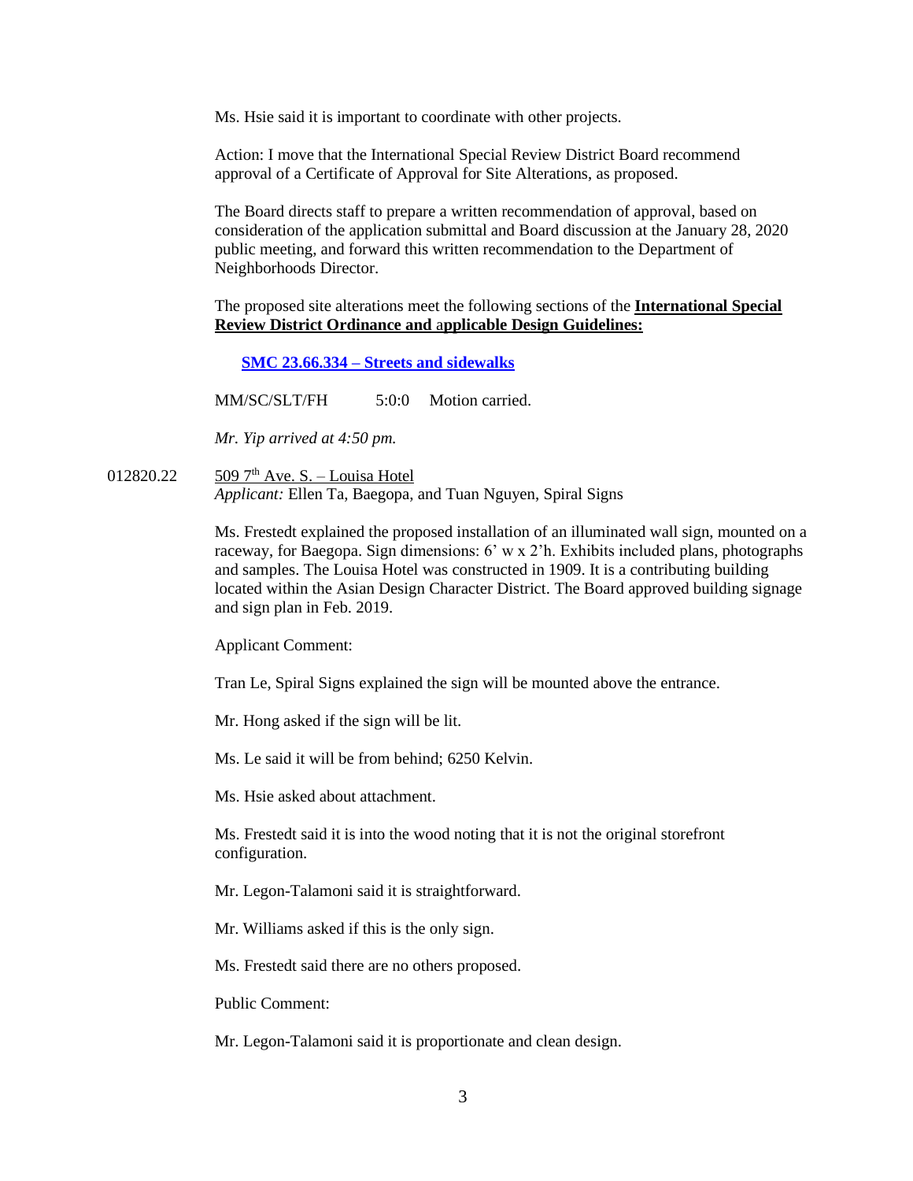Ms. Hsie said it is important to coordinate with other projects.

Action: I move that the International Special Review District Board recommend approval of a Certificate of Approval for Site Alterations, as proposed.

The Board directs staff to prepare a written recommendation of approval, based on consideration of the application submittal and Board discussion at the January 28, 2020 public meeting, and forward this written recommendation to the Department of Neighborhoods Director.

The proposed site alterations meet the following sections of the **International Special Review District Ordinance and applicable Design Guidelines:**

**SMC 23.66.334 – Streets and sidewalks**

MM/SC/SLT/FH 5:0:0 Motion carried.

*Mr. Yip arrived at 4:50 pm.*

012820.22 509 7th Ave. S. – Louisa Hotel
*Applicant:* Ellen Ta, Baegopa, and Tuan Nguyen, Spiral Signs

Ms. Frestedt explained the proposed installation of an illuminated wall sign, mounted on a raceway, for Baegopa. Sign dimensions: 6' w x 2'h. Exhibits included plans, photographs and samples. The Louisa Hotel was constructed in 1909. It is a contributing building located within the Asian Design Character District. The Board approved building signage and sign plan in Feb. 2019.

Applicant Comment:

Tran Le, Spiral Signs explained the sign will be mounted above the entrance.

Mr. Hong asked if the sign will be lit.

Ms. Le said it will be from behind; 6250 Kelvin.

Ms. Hsie asked about attachment.

Ms. Frestedt said it is into the wood noting that it is not the original storefront configuration.

Mr. Legon-Talamoni said it is straightforward.

Mr. Williams asked if this is the only sign.

Ms. Frestedt said there are no others proposed.

Public Comment:

Mr. Legon-Talamoni said it is proportionate and clean design.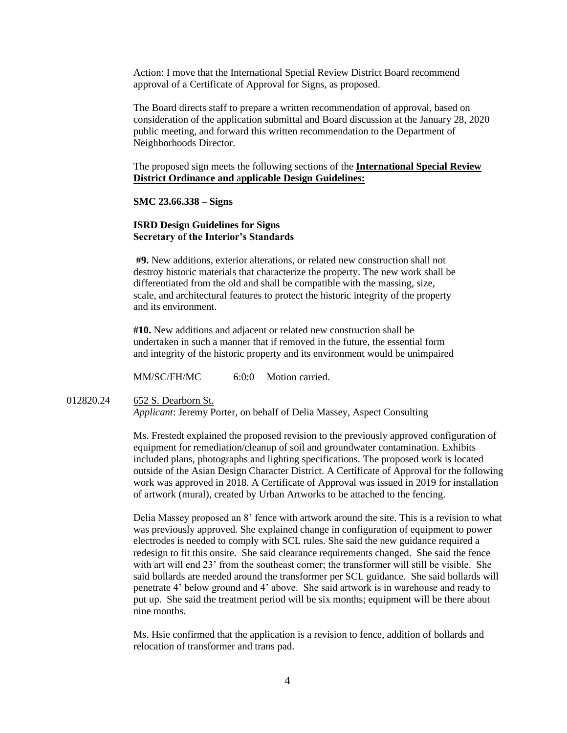Action: I move that the International Special Review District Board recommend approval of a Certificate of Approval for Signs, as proposed.

The Board directs staff to prepare a written recommendation of approval, based on consideration of the application submittal and Board discussion at the January 28, 2020 public meeting, and forward this written recommendation to the Department of Neighborhoods Director.

The proposed sign meets the following sections of the **International Special Review District Ordinance and applicable Design Guidelines:**

**SMC 23.66.338 – Signs**

**ISRD Design Guidelines for Signs**
**Secretary of the Interior's Standards**

**#9.** New additions, exterior alterations, or related new construction shall not destroy historic materials that characterize the property. The new work shall be differentiated from the old and shall be compatible with the massing, size, scale, and architectural features to protect the historic integrity of the property and its environment.

**#10.** New additions and adjacent or related new construction shall be undertaken in such a manner that if removed in the future, the essential form and integrity of the historic property and its environment would be unimpaired

MM/SC/FH/MC 6:0:0 Motion carried.

012820.24 652 S. Dearborn St.
*Applicant*: Jeremy Porter, on behalf of Delia Massey, Aspect Consulting

Ms. Frestedt explained the proposed revision to the previously approved configuration of equipment for remediation/cleanup of soil and groundwater contamination. Exhibits included plans, photographs and lighting specifications. The proposed work is located outside of the Asian Design Character District. A Certificate of Approval for the following work was approved in 2018. A Certificate of Approval was issued in 2019 for installation of artwork (mural), created by Urban Artworks to be attached to the fencing.

Delia Massey proposed an 8' fence with artwork around the site. This is a revision to what was previously approved. She explained change in configuration of equipment to power electrodes is needed to comply with SCL rules. She said the new guidance required a redesign to fit this onsite. She said clearance requirements changed. She said the fence with art will end 23' from the southeast corner; the transformer will still be visible. She said bollards are needed around the transformer per SCL guidance. She said bollards will penetrate 4' below ground and 4' above. She said artwork is in warehouse and ready to put up. She said the treatment period will be six months; equipment will be there about nine months.

Ms. Hsie confirmed that the application is a revision to fence, addition of bollards and relocation of transformer and trans pad.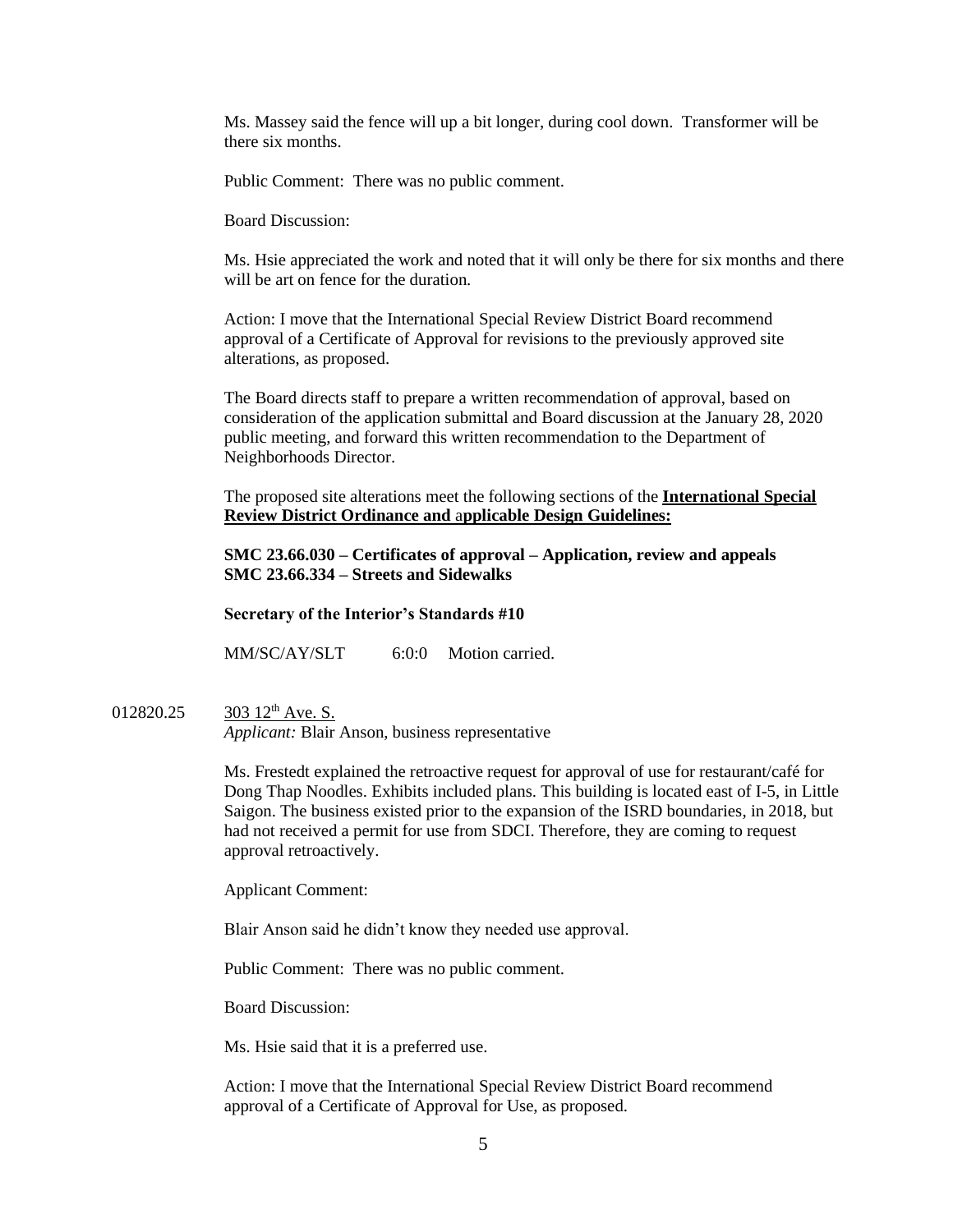Ms. Massey said the fence will up a bit longer, during cool down. Transformer will be there six months.

Public Comment: There was no public comment.

Board Discussion:

Ms. Hsie appreciated the work and noted that it will only be there for six months and there will be art on fence for the duration.

Action: I move that the International Special Review District Board recommend approval of a Certificate of Approval for revisions to the previously approved site alterations, as proposed.

The Board directs staff to prepare a written recommendation of approval, based on consideration of the application submittal and Board discussion at the January 28, 2020 public meeting, and forward this written recommendation to the Department of Neighborhoods Director.

The proposed site alterations meet the following sections of the **International Special Review District Ordinance and applicable Design Guidelines:**

**SMC 23.66.030 – Certificates of approval – Application, review and appeals**
**SMC 23.66.334 – Streets and Sidewalks**

**Secretary of the Interior's Standards #10**

MM/SC/AY/SLT 6:0:0 Motion carried.

012820.25 303 12th Ave. S.
*Applicant:* Blair Anson, business representative

Ms. Frestedt explained the retroactive request for approval of use for restaurant/café for Dong Thap Noodles. Exhibits included plans. This building is located east of I-5, in Little Saigon. The business existed prior to the expansion of the ISRD boundaries, in 2018, but had not received a permit for use from SDCI. Therefore, they are coming to request approval retroactively.

Applicant Comment:

Blair Anson said he didn't know they needed use approval.

Public Comment: There was no public comment.

Board Discussion:

Ms. Hsie said that it is a preferred use.

Action: I move that the International Special Review District Board recommend approval of a Certificate of Approval for Use, as proposed.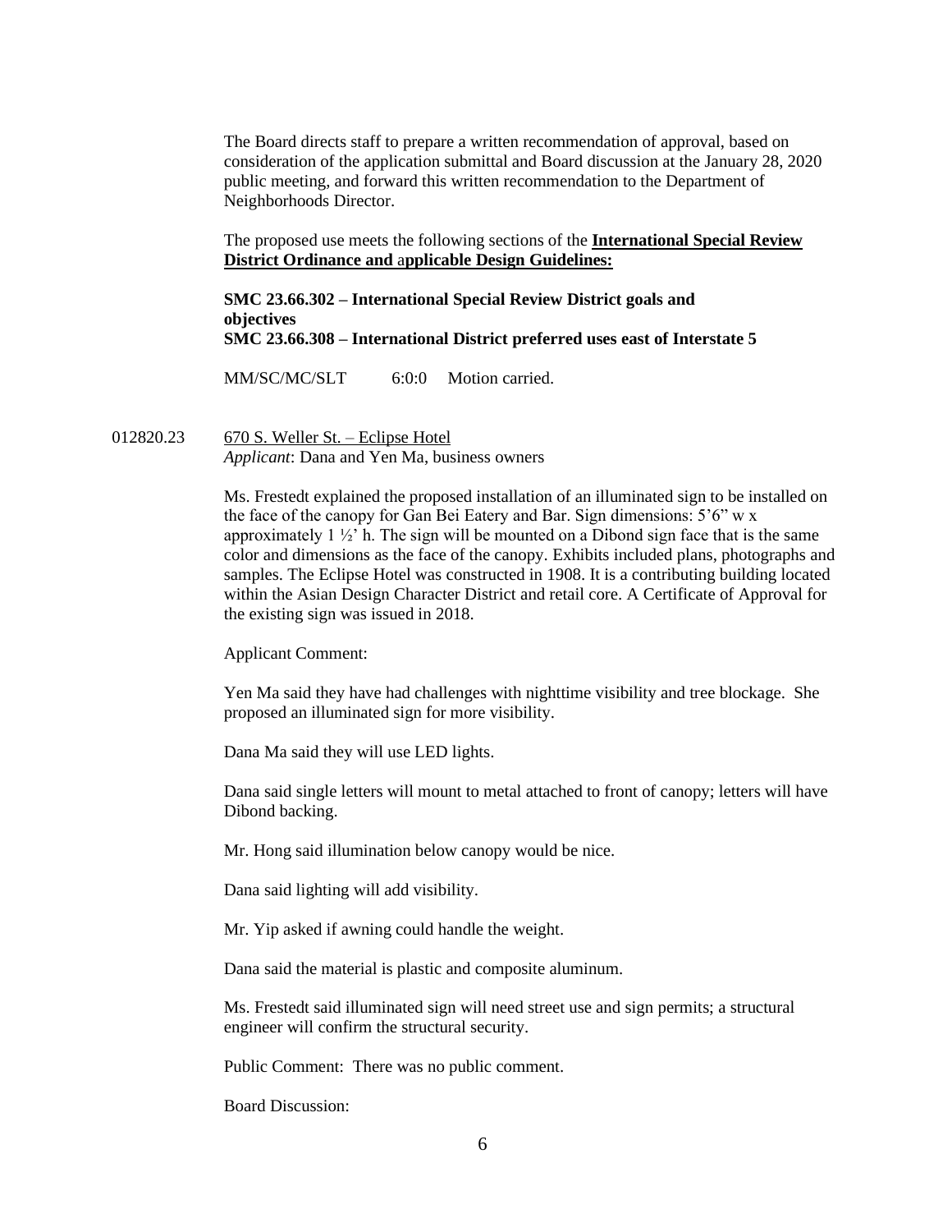The Board directs staff to prepare a written recommendation of approval, based on consideration of the application submittal and Board discussion at the January 28, 2020 public meeting, and forward this written recommendation to the Department of Neighborhoods Director.

The proposed use meets the following sections of the **International Special Review District Ordinance and applicable Design Guidelines:**

**SMC 23.66.302 – International Special Review District goals and objectives**
**SMC 23.66.308 – International District preferred uses east of Interstate 5**

MM/SC/MC/SLT 6:0:0 Motion carried.

012820.23 670 S. Weller St. – Eclipse Hotel
*Applicant*: Dana and Yen Ma, business owners

Ms. Frestedt explained the proposed installation of an illuminated sign to be installed on the face of the canopy for Gan Bei Eatery and Bar. Sign dimensions: 5'6" w x approximately 1 ½' h. The sign will be mounted on a Dibond sign face that is the same color and dimensions as the face of the canopy. Exhibits included plans, photographs and samples. The Eclipse Hotel was constructed in 1908. It is a contributing building located within the Asian Design Character District and retail core. A Certificate of Approval for the existing sign was issued in 2018.

Applicant Comment:

Yen Ma said they have had challenges with nighttime visibility and tree blockage. She proposed an illuminated sign for more visibility.

Dana Ma said they will use LED lights.

Dana said single letters will mount to metal attached to front of canopy; letters will have Dibond backing.

Mr. Hong said illumination below canopy would be nice.

Dana said lighting will add visibility.

Mr. Yip asked if awning could handle the weight.

Dana said the material is plastic and composite aluminum.

Ms. Frestedt said illuminated sign will need street use and sign permits; a structural engineer will confirm the structural security.

Public Comment: There was no public comment.

Board Discussion: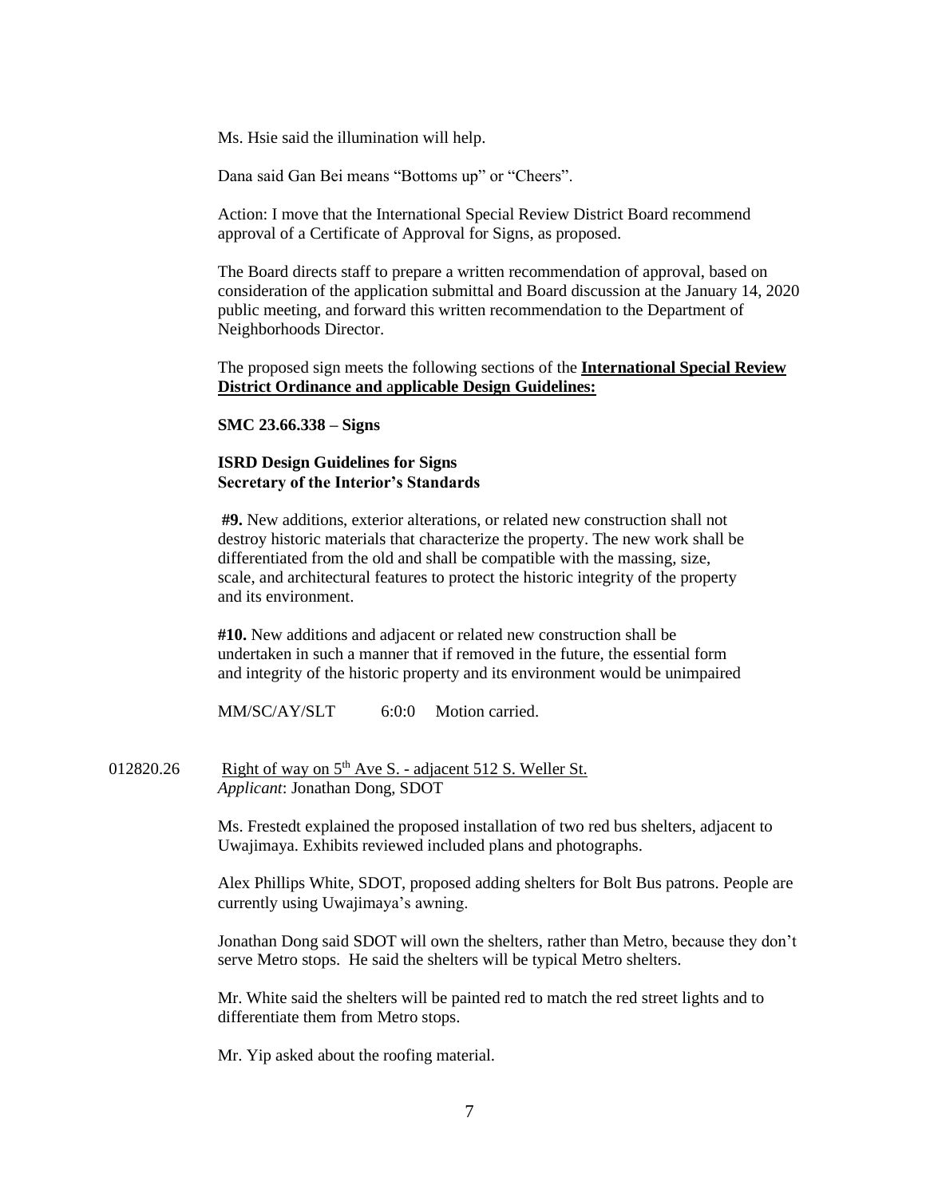Ms. Hsie said the illumination will help.

Dana said Gan Bei means "Bottoms up" or "Cheers".

Action: I move that the International Special Review District Board recommend approval of a Certificate of Approval for Signs, as proposed.

The Board directs staff to prepare a written recommendation of approval, based on consideration of the application submittal and Board discussion at the January 14, 2020 public meeting, and forward this written recommendation to the Department of Neighborhoods Director.

The proposed sign meets the following sections of the **International Special Review District Ordinance and applicable Design Guidelines:**

**SMC 23.66.338 – Signs**

**ISRD Design Guidelines for Signs**
**Secretary of the Interior's Standards**

**#9.** New additions, exterior alterations, or related new construction shall not destroy historic materials that characterize the property. The new work shall be differentiated from the old and shall be compatible with the massing, size, scale, and architectural features to protect the historic integrity of the property and its environment.

**#10.** New additions and adjacent or related new construction shall be undertaken in such a manner that if removed in the future, the essential form and integrity of the historic property and its environment would be unimpaired

MM/SC/AY/SLT 6:0:0 Motion carried.

012820.26 Right of way on 5th Ave S. - adjacent 512 S. Weller St.
*Applicant*: Jonathan Dong, SDOT

Ms. Frestedt explained the proposed installation of two red bus shelters, adjacent to Uwajimaya. Exhibits reviewed included plans and photographs.

Alex Phillips White, SDOT, proposed adding shelters for Bolt Bus patrons. People are currently using Uwajimaya's awning.

Jonathan Dong said SDOT will own the shelters, rather than Metro, because they don't serve Metro stops. He said the shelters will be typical Metro shelters.

Mr. White said the shelters will be painted red to match the red street lights and to differentiate them from Metro stops.

Mr. Yip asked about the roofing material.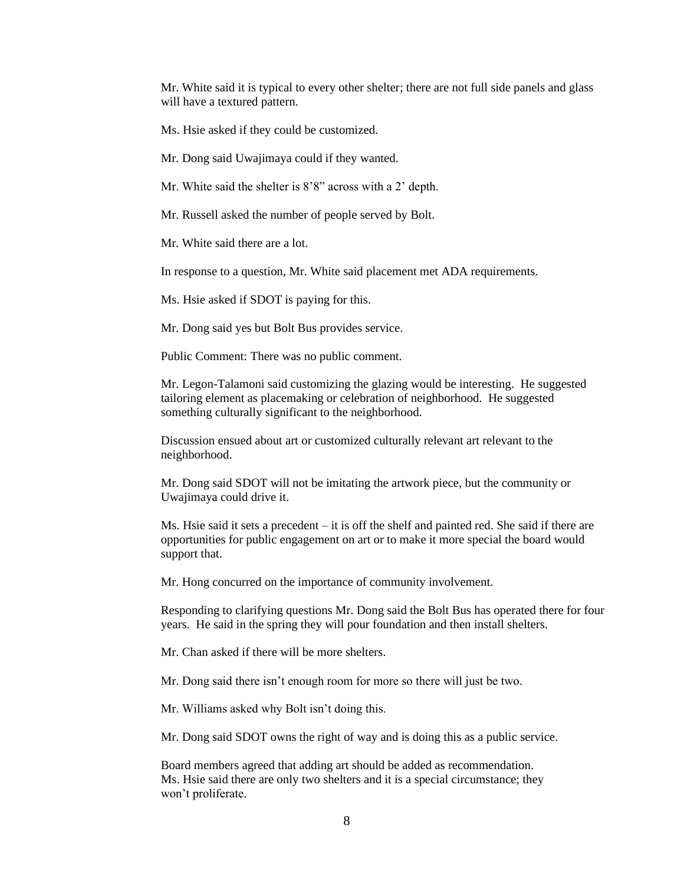Mr. White said it is typical to every other shelter; there are not full side panels and glass will have a textured pattern.

Ms. Hsie asked if they could be customized.

Mr. Dong said Uwajimaya could if they wanted.

Mr. White said the shelter is 8'8" across with a 2' depth.

Mr. Russell asked the number of people served by Bolt.

Mr. White said there are a lot.

In response to a question, Mr. White said placement met ADA requirements.

Ms. Hsie asked if SDOT is paying for this.

Mr. Dong said yes but Bolt Bus provides service.

Public Comment: There was no public comment.

Mr. Legon-Talamoni said customizing the glazing would be interesting. He suggested tailoring element as placemaking or celebration of neighborhood. He suggested something culturally significant to the neighborhood.

Discussion ensued about art or customized culturally relevant art relevant to the neighborhood.

Mr. Dong said SDOT will not be imitating the artwork piece, but the community or Uwajimaya could drive it.

Ms. Hsie said it sets a precedent – it is off the shelf and painted red. She said if there are opportunities for public engagement on art or to make it more special the board would support that.

Mr. Hong concurred on the importance of community involvement.

Responding to clarifying questions Mr. Dong said the Bolt Bus has operated there for four years. He said in the spring they will pour foundation and then install shelters.

Mr. Chan asked if there will be more shelters.

Mr. Dong said there isn't enough room for more so there will just be two.

Mr. Williams asked why Bolt isn't doing this.

Mr. Dong said SDOT owns the right of way and is doing this as a public service.

Board members agreed that adding art should be added as recommendation.
Ms. Hsie said there are only two shelters and it is a special circumstance; they won't proliferate.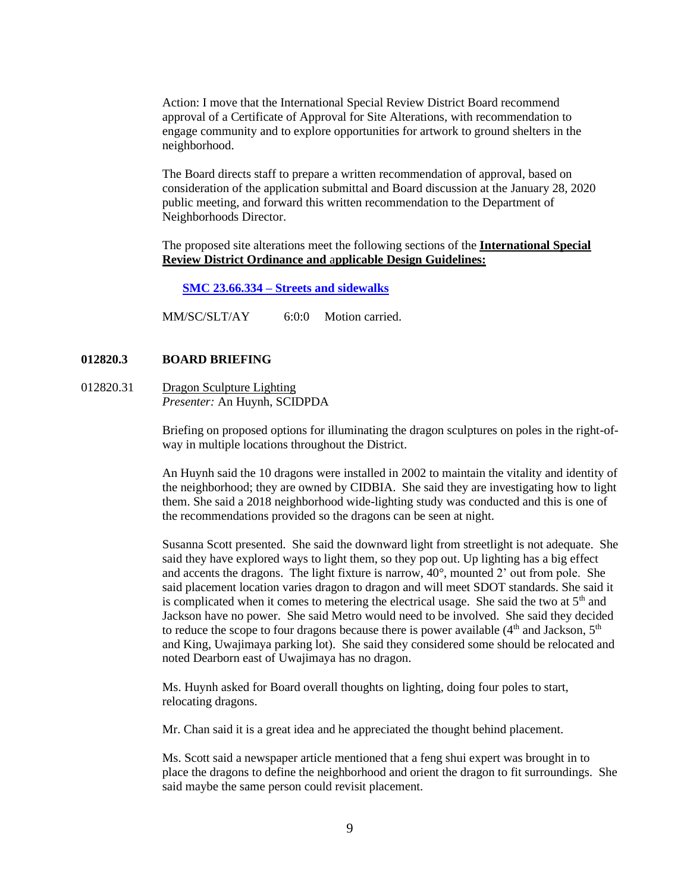Action: I move that the International Special Review District Board recommend approval of a Certificate of Approval for Site Alterations, with recommendation to engage community and to explore opportunities for artwork to ground shelters in the neighborhood.

The Board directs staff to prepare a written recommendation of approval, based on consideration of the application submittal and Board discussion at the January 28, 2020 public meeting, and forward this written recommendation to the Department of Neighborhoods Director.

The proposed site alterations meet the following sections of the **International Special Review District Ordinance and applicable Design Guidelines:**

**SMC 23.66.334 – Streets and sidewalks**

MM/SC/SLT/AY 6:0:0 Motion carried.

**012820.3 BOARD BRIEFING**

012820.31 Dragon Sculpture Lighting
*Presenter:* An Huynh, SCIDPDA

Briefing on proposed options for illuminating the dragon sculptures on poles in the right-of-way in multiple locations throughout the District.

An Huynh said the 10 dragons were installed in 2002 to maintain the vitality and identity of the neighborhood; they are owned by CIDBIA. She said they are investigating how to light them. She said a 2018 neighborhood wide-lighting study was conducted and this is one of the recommendations provided so the dragons can be seen at night.

Susanna Scott presented. She said the downward light from streetlight is not adequate. She said they have explored ways to light them, so they pop out. Up lighting has a big effect and accents the dragons. The light fixture is narrow, 40°, mounted 2' out from pole. She said placement location varies dragon to dragon and will meet SDOT standards. She said it is complicated when it comes to metering the electrical usage. She said the two at 5th and Jackson have no power. She said Metro would need to be involved. She said they decided to reduce the scope to four dragons because there is power available (4th and Jackson, 5th and King, Uwajimaya parking lot). She said they considered some should be relocated and noted Dearborn east of Uwajimaya has no dragon.

Ms. Huynh asked for Board overall thoughts on lighting, doing four poles to start, relocating dragons.

Mr. Chan said it is a great idea and he appreciated the thought behind placement.

Ms. Scott said a newspaper article mentioned that a feng shui expert was brought in to place the dragons to define the neighborhood and orient the dragon to fit surroundings. She said maybe the same person could revisit placement.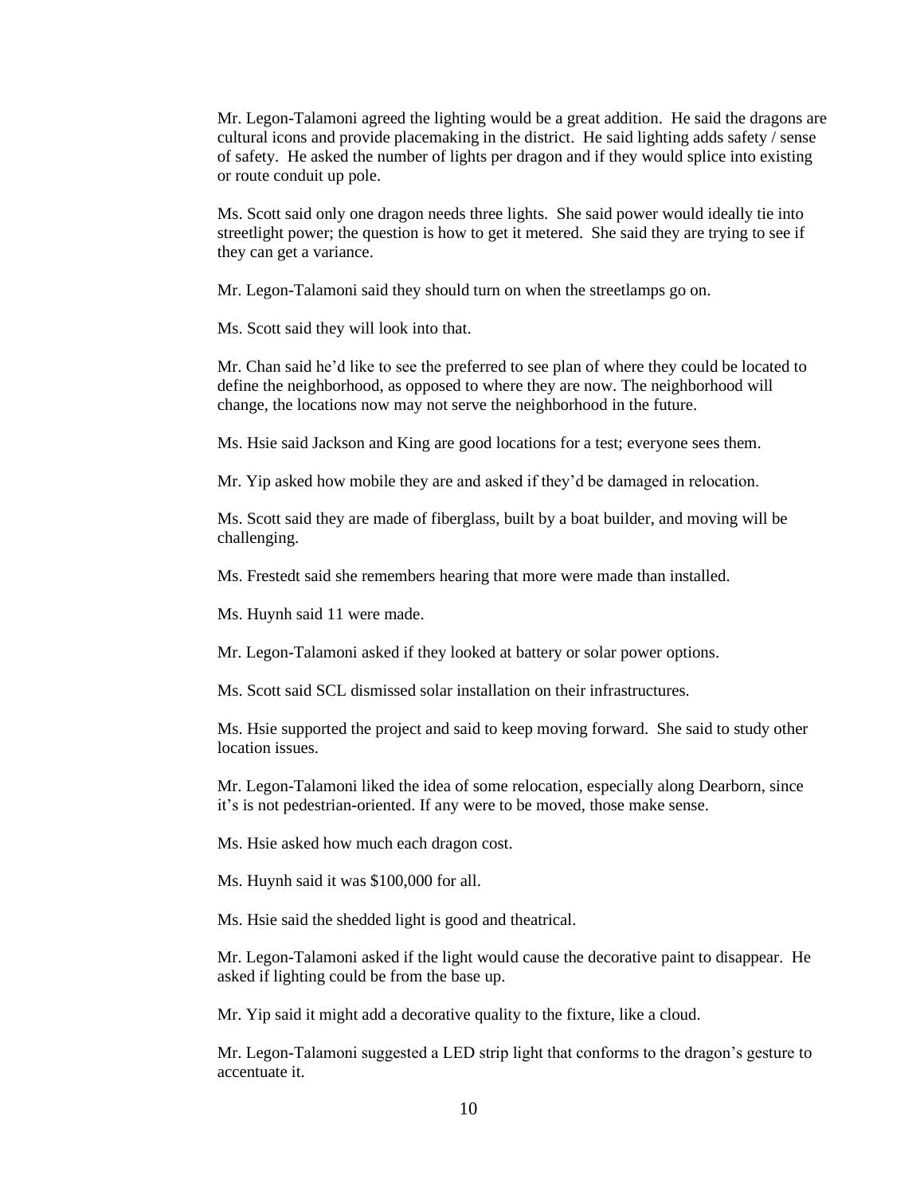Mr. Legon-Talamoni agreed the lighting would be a great addition. He said the dragons are cultural icons and provide placemaking in the district. He said lighting adds safety / sense of safety. He asked the number of lights per dragon and if they would splice into existing or route conduit up pole.

Ms. Scott said only one dragon needs three lights. She said power would ideally tie into streetlight power; the question is how to get it metered. She said they are trying to see if they can get a variance.

Mr. Legon-Talamoni said they should turn on when the streetlamps go on.

Ms. Scott said they will look into that.

Mr. Chan said he'd like to see the preferred to see plan of where they could be located to define the neighborhood, as opposed to where they are now. The neighborhood will change, the locations now may not serve the neighborhood in the future.

Ms. Hsie said Jackson and King are good locations for a test; everyone sees them.

Mr. Yip asked how mobile they are and asked if they'd be damaged in relocation.

Ms. Scott said they are made of fiberglass, built by a boat builder, and moving will be challenging.

Ms. Frestedt said she remembers hearing that more were made than installed.

Ms. Huynh said 11 were made.

Mr. Legon-Talamoni asked if they looked at battery or solar power options.

Ms. Scott said SCL dismissed solar installation on their infrastructures.

Ms. Hsie supported the project and said to keep moving forward. She said to study other location issues.

Mr. Legon-Talamoni liked the idea of some relocation, especially along Dearborn, since it's is not pedestrian-oriented. If any were to be moved, those make sense.

Ms. Hsie asked how much each dragon cost.

Ms. Huynh said it was $100,000 for all.

Ms. Hsie said the shedded light is good and theatrical.

Mr. Legon-Talamoni asked if the light would cause the decorative paint to disappear. He asked if lighting could be from the base up.

Mr. Yip said it might add a decorative quality to the fixture, like a cloud.

Mr. Legon-Talamoni suggested a LED strip light that conforms to the dragon's gesture to accentuate it.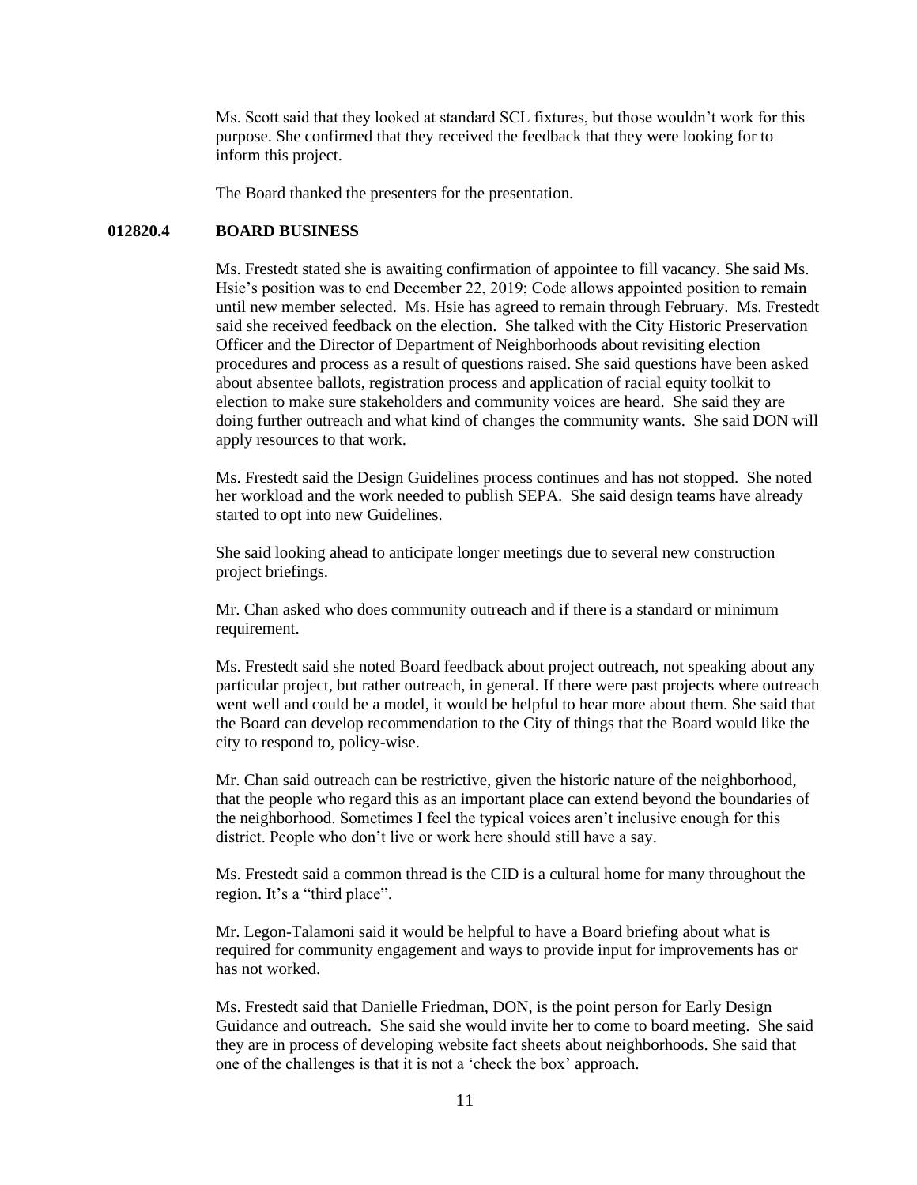Ms. Scott said that they looked at standard SCL fixtures, but those wouldn't work for this purpose. She confirmed that they received the feedback that they were looking for to inform this project.

The Board thanked the presenters for the presentation.

**012820.4 BOARD BUSINESS**

Ms. Frestedt stated she is awaiting confirmation of appointee to fill vacancy. She said Ms. Hsie's position was to end December 22, 2019; Code allows appointed position to remain until new member selected. Ms. Hsie has agreed to remain through February. Ms. Frestedt said she received feedback on the election. She talked with the City Historic Preservation Officer and the Director of Department of Neighborhoods about revisiting election procedures and process as a result of questions raised. She said questions have been asked about absentee ballots, registration process and application of racial equity toolkit to election to make sure stakeholders and community voices are heard. She said they are doing further outreach and what kind of changes the community wants. She said DON will apply resources to that work.

Ms. Frestedt said the Design Guidelines process continues and has not stopped. She noted her workload and the work needed to publish SEPA. She said design teams have already started to opt into new Guidelines.

She said looking ahead to anticipate longer meetings due to several new construction project briefings.

Mr. Chan asked who does community outreach and if there is a standard or minimum requirement.

Ms. Frestedt said she noted Board feedback about project outreach, not speaking about any particular project, but rather outreach, in general. If there were past projects where outreach went well and could be a model, it would be helpful to hear more about them. She said that the Board can develop recommendation to the City of things that the Board would like the city to respond to, policy-wise.

Mr. Chan said outreach can be restrictive, given the historic nature of the neighborhood, that the people who regard this as an important place can extend beyond the boundaries of the neighborhood. Sometimes I feel the typical voices aren't inclusive enough for this district. People who don't live or work here should still have a say.

Ms. Frestedt said a common thread is the CID is a cultural home for many throughout the region. It's a "third place".

Mr. Legon-Talamoni said it would be helpful to have a Board briefing about what is required for community engagement and ways to provide input for improvements has or has not worked.

Ms. Frestedt said that Danielle Friedman, DON, is the point person for Early Design Guidance and outreach. She said she would invite her to come to board meeting. She said they are in process of developing website fact sheets about neighborhoods. She said that one of the challenges is that it is not a 'check the box' approach.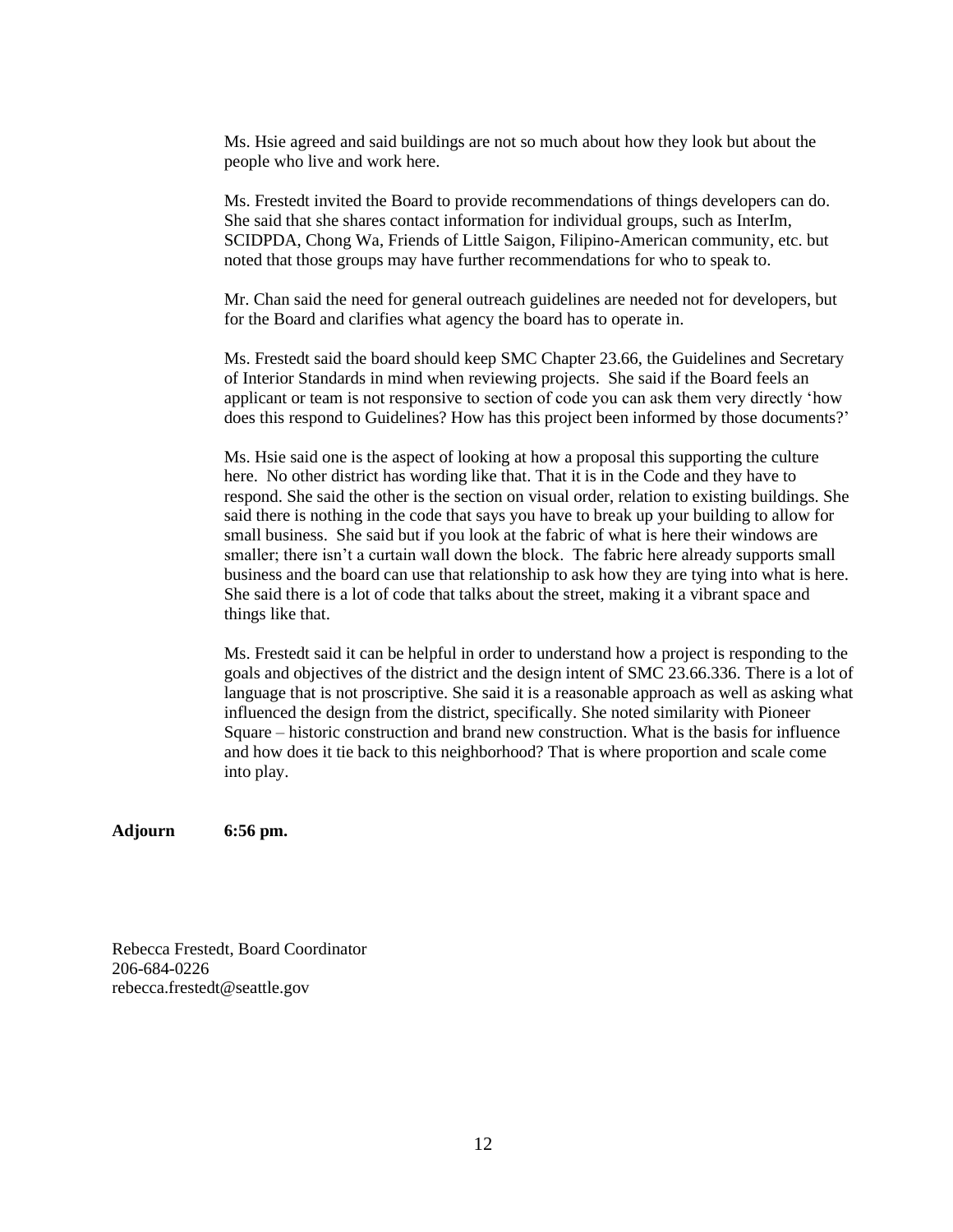Ms. Hsie agreed and said buildings are not so much about how they look but about the people who live and work here.

Ms. Frestedt invited the Board to provide recommendations of things developers can do. She said that she shares contact information for individual groups, such as InterIm, SCIDPDA, Chong Wa, Friends of Little Saigon, Filipino-American community, etc. but noted that those groups may have further recommendations for who to speak to.

Mr. Chan said the need for general outreach guidelines are needed not for developers, but for the Board and clarifies what agency the board has to operate in.

Ms. Frestedt said the board should keep SMC Chapter 23.66, the Guidelines and Secretary of Interior Standards in mind when reviewing projects. She said if the Board feels an applicant or team is not responsive to section of code you can ask them very directly 'how does this respond to Guidelines? How has this project been informed by those documents?'

Ms. Hsie said one is the aspect of looking at how a proposal this supporting the culture here. No other district has wording like that. That it is in the Code and they have to respond. She said the other is the section on visual order, relation to existing buildings. She said there is nothing in the code that says you have to break up your building to allow for small business. She said but if you look at the fabric of what is here their windows are smaller; there isn't a curtain wall down the block. The fabric here already supports small business and the board can use that relationship to ask how they are tying into what is here. She said there is a lot of code that talks about the street, making it a vibrant space and things like that.

Ms. Frestedt said it can be helpful in order to understand how a project is responding to the goals and objectives of the district and the design intent of SMC 23.66.336. There is a lot of language that is not proscriptive. She said it is a reasonable approach as well as asking what influenced the design from the district, specifically. She noted similarity with Pioneer Square – historic construction and brand new construction. What is the basis for influence and how does it tie back to this neighborhood? That is where proportion and scale come into play.

**Adjourn 6:56 pm.**

Rebecca Frestedt, Board Coordinator
206-684-0226
rebecca.frestedt@seattle.gov